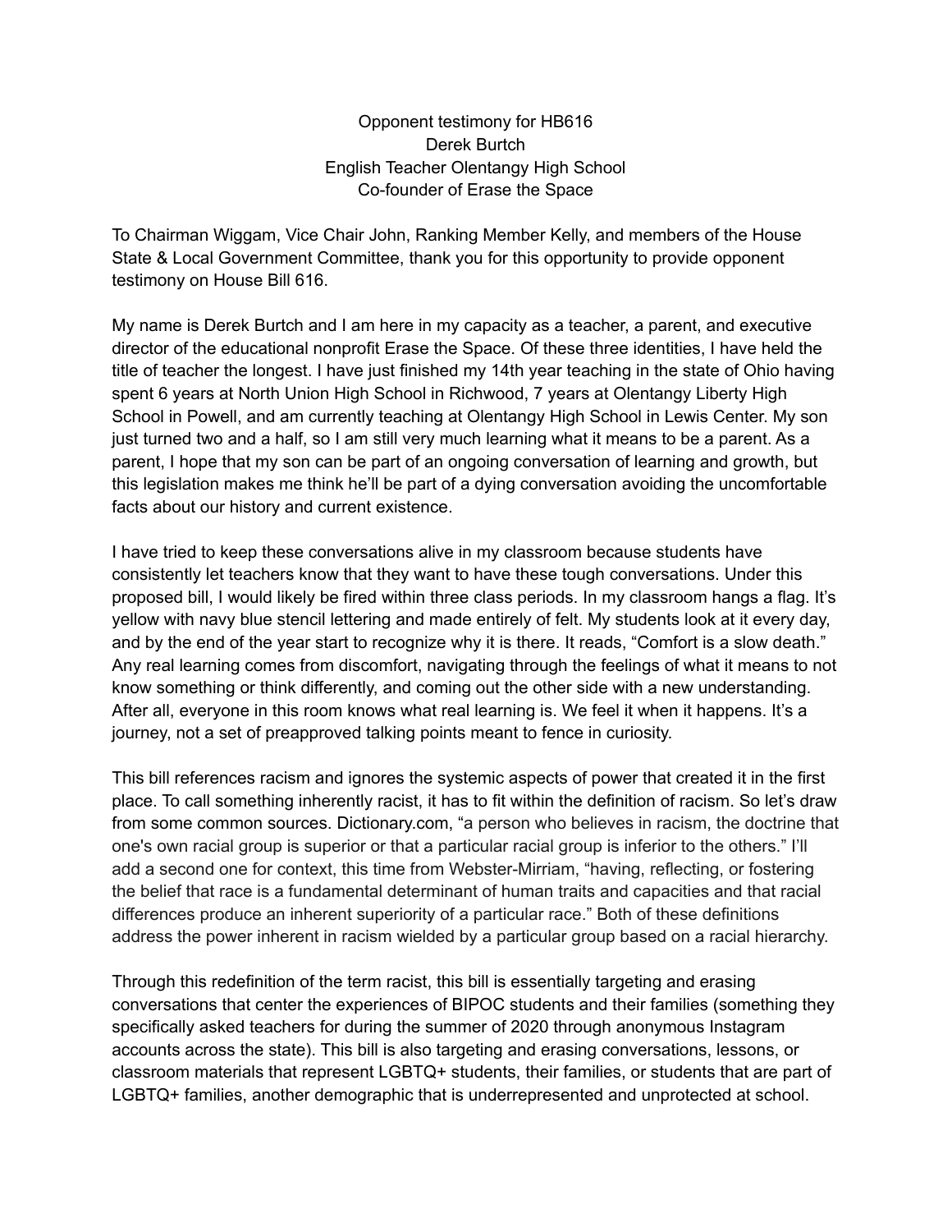Opponent testimony for HB616
Derek Burtch
English Teacher Olentangy High School
Co-founder of Erase the Space

To Chairman Wiggam, Vice Chair John, Ranking Member Kelly, and members of the House State & Local Government Committee, thank you for this opportunity to provide opponent testimony on House Bill 616.

My name is Derek Burtch and I am here in my capacity as a teacher, a parent, and executive director of the educational nonprofit Erase the Space. Of these three identities, I have held the title of teacher the longest. I have just finished my 14th year teaching in the state of Ohio having spent 6 years at North Union High School in Richwood, 7 years at Olentangy Liberty High School in Powell, and am currently teaching at Olentangy High School in Lewis Center. My son just turned two and a half, so I am still very much learning what it means to be a parent. As a parent, I hope that my son can be part of an ongoing conversation of learning and growth, but this legislation makes me think he'll be part of a dying conversation avoiding the uncomfortable facts about our history and current existence.

I have tried to keep these conversations alive in my classroom because students have consistently let teachers know that they want to have these tough conversations. Under this proposed bill, I would likely be fired within three class periods. In my classroom hangs a flag. It's yellow with navy blue stencil lettering and made entirely of felt. My students look at it every day, and by the end of the year start to recognize why it is there. It reads, "Comfort is a slow death." Any real learning comes from discomfort, navigating through the feelings of what it means to not know something or think differently, and coming out the other side with a new understanding. After all, everyone in this room knows what real learning is. We feel it when it happens. It's a journey, not a set of preapproved talking points meant to fence in curiosity.

This bill references racism and ignores the systemic aspects of power that created it in the first place. To call something inherently racist, it has to fit within the definition of racism. So let's draw from some common sources. Dictionary.com, "a person who believes in racism, the doctrine that one's own racial group is superior or that a particular racial group is inferior to the others." I'll add a second one for context, this time from Webster-Mirriam, "having, reflecting, or fostering the belief that race is a fundamental determinant of human traits and capacities and that racial differences produce an inherent superiority of a particular race." Both of these definitions address the power inherent in racism wielded by a particular group based on a racial hierarchy.

Through this redefinition of the term racist, this bill is essentially targeting and erasing conversations that center the experiences of BIPOC students and their families (something they specifically asked teachers for during the summer of 2020 through anonymous Instagram accounts across the state). This bill is also targeting and erasing conversations, lessons, or classroom materials that represent LGBTQ+ students, their families, or students that are part of LGBTQ+ families, another demographic that is underrepresented and unprotected at school.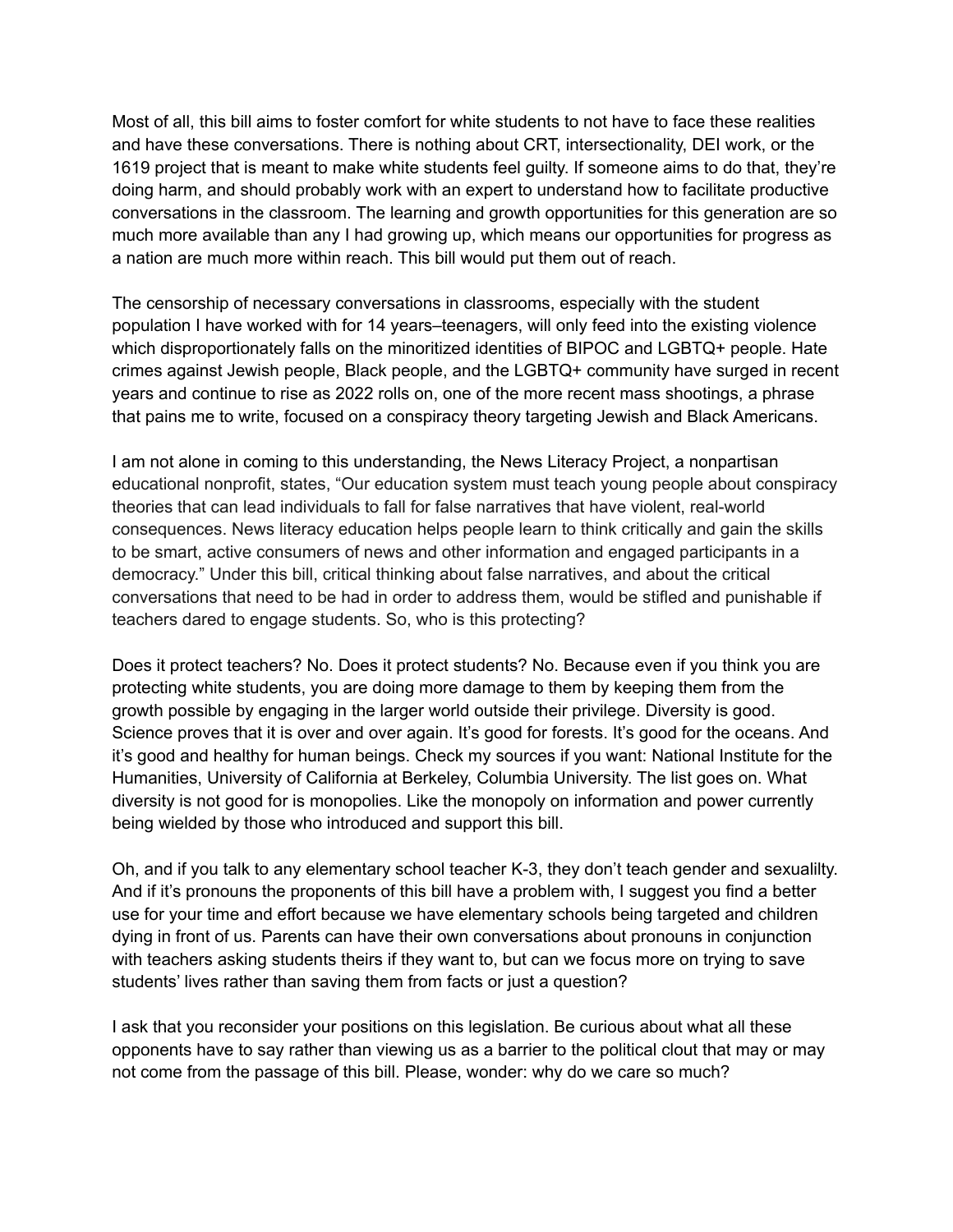Most of all, this bill aims to foster comfort for white students to not have to face these realities and have these conversations. There is nothing about CRT, intersectionality, DEI work, or the 1619 project that is meant to make white students feel guilty. If someone aims to do that, they're doing harm, and should probably work with an expert to understand how to facilitate productive conversations in the classroom. The learning and growth opportunities for this generation are so much more available than any I had growing up, which means our opportunities for progress as a nation are much more within reach. This bill would put them out of reach.

The censorship of necessary conversations in classrooms, especially with the student population I have worked with for 14 years–teenagers, will only feed into the existing violence which disproportionately falls on the minoritized identities of BIPOC and LGBTQ+ people. Hate crimes against Jewish people, Black people, and the LGBTQ+ community have surged in recent years and continue to rise as 2022 rolls on, one of the more recent mass shootings, a phrase that pains me to write, focused on a conspiracy theory targeting Jewish and Black Americans.

I am not alone in coming to this understanding, the News Literacy Project, a nonpartisan educational nonprofit, states, "Our education system must teach young people about conspiracy theories that can lead individuals to fall for false narratives that have violent, real-world consequences. News literacy education helps people learn to think critically and gain the skills to be smart, active consumers of news and other information and engaged participants in a democracy." Under this bill, critical thinking about false narratives, and about the critical conversations that need to be had in order to address them, would be stifled and punishable if teachers dared to engage students. So, who is this protecting?

Does it protect teachers? No. Does it protect students? No. Because even if you think you are protecting white students, you are doing more damage to them by keeping them from the growth possible by engaging in the larger world outside their privilege. Diversity is good. Science proves that it is over and over again. It's good for forests. It's good for the oceans. And it's good and healthy for human beings. Check my sources if you want: National Institute for the Humanities, University of California at Berkeley, Columbia University. The list goes on. What diversity is not good for is monopolies. Like the monopoly on information and power currently being wielded by those who introduced and support this bill.

Oh, and if you talk to any elementary school teacher K-3, they don't teach gender and sexualilty. And if it's pronouns the proponents of this bill have a problem with, I suggest you find a better use for your time and effort because we have elementary schools being targeted and children dying in front of us. Parents can have their own conversations about pronouns in conjunction with teachers asking students theirs if they want to, but can we focus more on trying to save students' lives rather than saving them from facts or just a question?

I ask that you reconsider your positions on this legislation. Be curious about what all these opponents have to say rather than viewing us as a barrier to the political clout that may or may not come from the passage of this bill. Please, wonder: why do we care so much?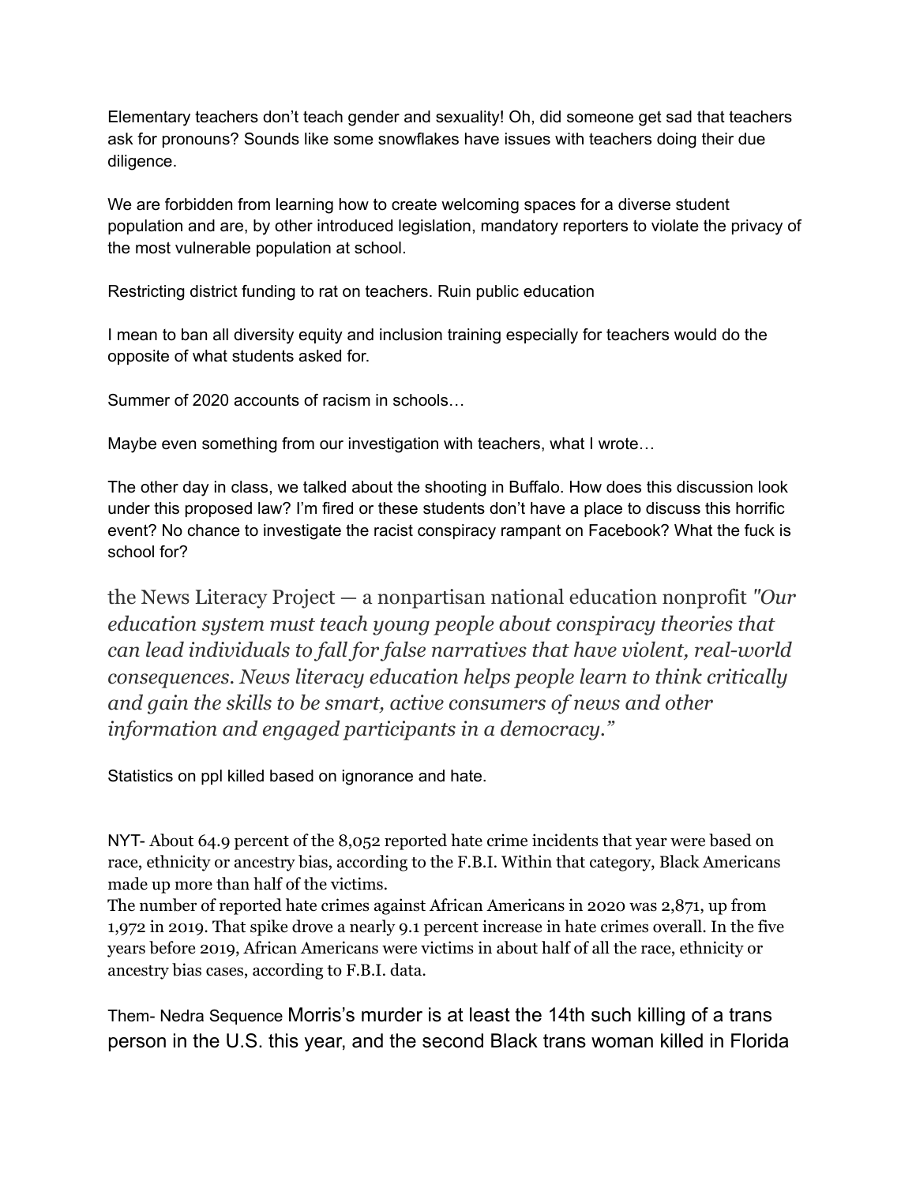Elementary teachers don't teach gender and sexuality! Oh, did someone get sad that teachers ask for pronouns? Sounds like some snowflakes have issues with teachers doing their due diligence.

We are forbidden from learning how to create welcoming spaces for a diverse student population and are, by other introduced legislation, mandatory reporters to violate the privacy of the most vulnerable population at school.

Restricting district funding to rat on teachers. Ruin public education

I mean to ban all diversity equity and inclusion training especially for teachers would do the opposite of what students asked for.

Summer of 2020 accounts of racism in schools…

Maybe even something from our investigation with teachers, what I wrote…

The other day in class, we talked about the shooting in Buffalo. How does this discussion look under this proposed law? I'm fired or these students don't have a place to discuss this horrific event? No chance to investigate the racist conspiracy rampant on Facebook? What the fuck is school for?

the News Literacy Project — a nonpartisan national education nonprofit *"Our education system must teach young people about conspiracy theories that can lead individuals to fall for false narratives that have violent, real-world consequences. News literacy education helps people learn to think critically and gain the skills to be smart, active consumers of news and other information and engaged participants in a democracy."*

Statistics on ppl killed based on ignorance and hate.

NYT- About 64.9 percent of the 8,052 reported hate crime incidents that year were based on race, ethnicity or ancestry bias, according to the F.B.I. Within that category, Black Americans made up more than half of the victims.
The number of reported hate crimes against African Americans in 2020 was 2,871, up from 1,972 in 2019. That spike drove a nearly 9.1 percent increase in hate crimes overall. In the five years before 2019, African Americans were victims in about half of all the race, ethnicity or ancestry bias cases, according to F.B.I. data.

Them- Nedra Sequence Morris's murder is at least the 14th such killing of a trans person in the U.S. this year, and the second Black trans woman killed in Florida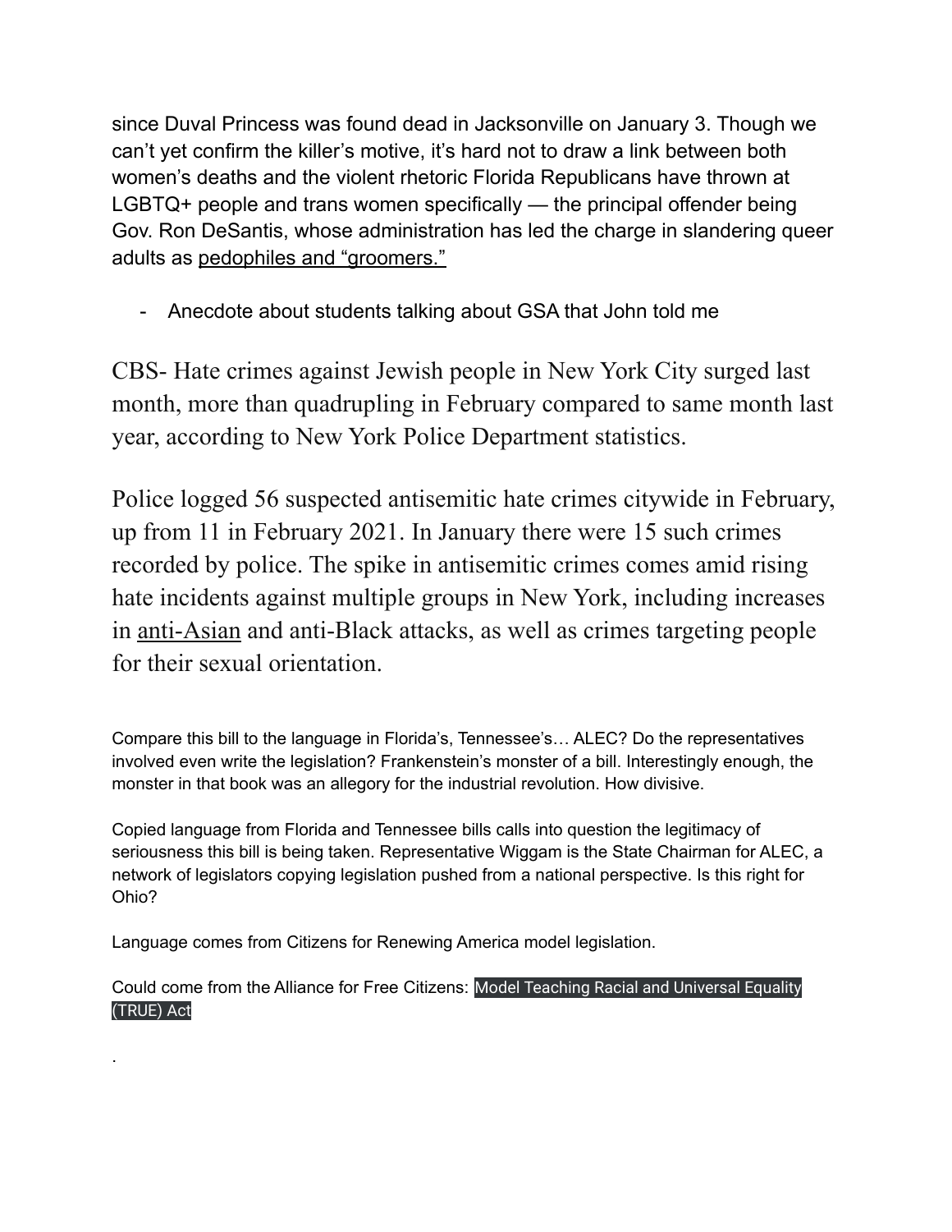since Duval Princess was found dead in Jacksonville on January 3. Though we can't yet confirm the killer's motive, it's hard not to draw a link between both women's deaths and the violent rhetoric Florida Republicans have thrown at LGBTQ+ people and trans women specifically — the principal offender being Gov. Ron DeSantis, whose administration has led the charge in slandering queer adults as pedophiles and "groomers."

- Anecdote about students talking about GSA that John told me

CBS- Hate crimes against Jewish people in New York City surged last month, more than quadrupling in February compared to same month last year, according to New York Police Department statistics.

Police logged 56 suspected antisemitic hate crimes citywide in February, up from 11 in February 2021. In January there were 15 such crimes recorded by police. The spike in antisemitic crimes comes amid rising hate incidents against multiple groups in New York, including increases in anti-Asian and anti-Black attacks, as well as crimes targeting people for their sexual orientation.

Compare this bill to the language in Florida's, Tennessee's… ALEC? Do the representatives involved even write the legislation? Frankenstein's monster of a bill. Interestingly enough, the monster in that book was an allegory for the industrial revolution. How divisive.

Copied language from Florida and Tennessee bills calls into question the legitimacy of seriousness this bill is being taken. Representative Wiggam is the State Chairman for ALEC, a network of legislators copying legislation pushed from a national perspective. Is this right for Ohio?

Language comes from Citizens for Renewing America model legislation.

Could come from the Alliance for Free Citizens: Model Teaching Racial and Universal Equality (TRUE) Act

.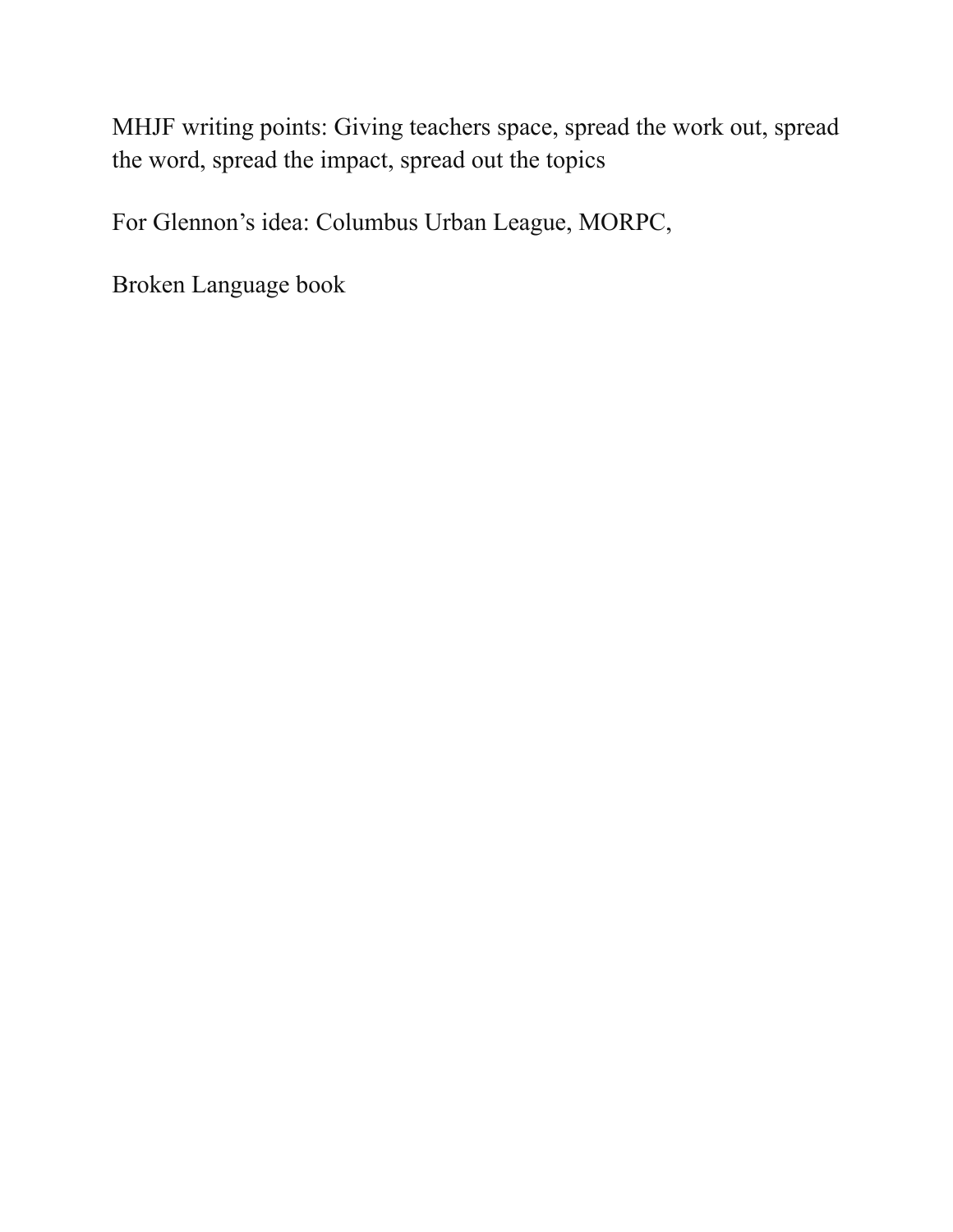MHJF writing points: Giving teachers space, spread the work out, spread the word, spread the impact, spread out the topics

For Glennon's idea: Columbus Urban League, MORPC,

Broken Language book